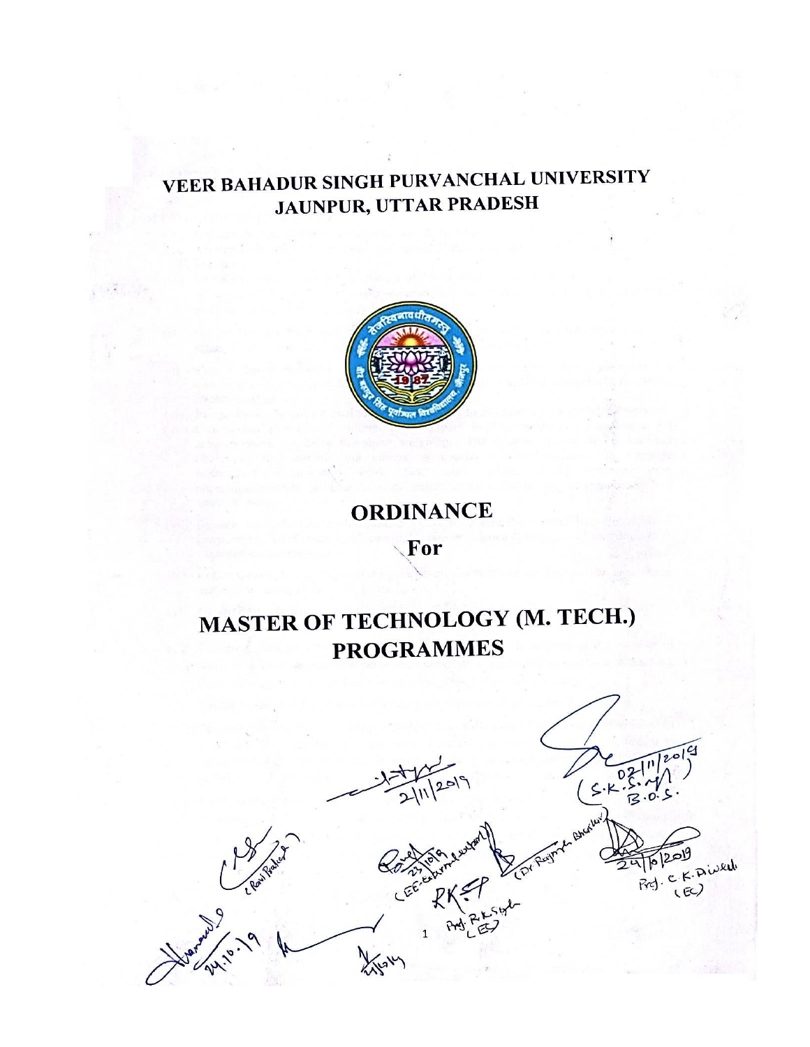# VEER BAHADUR SINGH PURVANCHAL UNIVERSITY
## JAUNPUR, UTTAR PRADESH

# ORDINANCE

## For

# MASTER OF TECHNOLOGY (M. TECH.) PROGRAMMES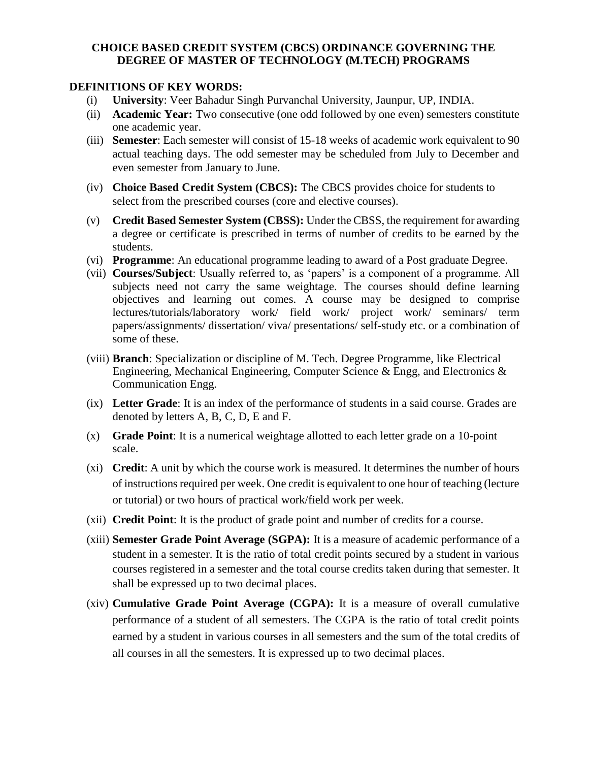# CHOICE BASED CREDIT SYSTEM (CBCS) ORDINANCE GOVERNING THE DEGREE OF MASTER OF TECHNOLOGY (M.TECH) PROGRAMS

## DEFINITIONS OF KEY WORDS:

(i) **University**: Veer Bahadur Singh Purvanchal University, Jaunpur, UP, INDIA.

(ii) **Academic Year:** Two consecutive (one odd followed by one even) semesters constitute one academic year.

(iii) **Semester**: Each semester will consist of 15-18 weeks of academic work equivalent to 90 actual teaching days. The odd semester may be scheduled from July to December and even semester from January to June.

(iv) **Choice Based Credit System (CBCS):** The CBCS provides choice for students to select from the prescribed courses (core and elective courses).

(v) **Credit Based Semester System (CBSS):** Under the CBSS, the requirement for awarding a degree or certificate is prescribed in terms of number of credits to be earned by the students.

(vi) **Programme**: An educational programme leading to award of a Post graduate Degree.

(vii) **Courses/Subject**: Usually referred to, as 'papers' is a component of a programme. All subjects need not carry the same weightage. The courses should define learning objectives and learning out comes. A course may be designed to comprise lectures/tutorials/laboratory work/ field work/ project work/ seminars/ term papers/assignments/ dissertation/ viva/ presentations/ self-study etc. or a combination of some of these.

(viii) **Branch**: Specialization or discipline of M. Tech. Degree Programme, like Electrical Engineering, Mechanical Engineering, Computer Science & Engg, and Electronics & Communication Engg.

(ix) **Letter Grade**: It is an index of the performance of students in a said course. Grades are denoted by letters A, B, C, D, E and F.

(x) **Grade Point**: It is a numerical weightage allotted to each letter grade on a 10-point scale.

(xi) **Credit**: A unit by which the course work is measured. It determines the number of hours of instructions required per week. One credit is equivalent to one hour of teaching (lecture or tutorial) or two hours of practical work/field work per week.

(xii) **Credit Point**: It is the product of grade point and number of credits for a course.

(xiii) **Semester Grade Point Average (SGPA):** It is a measure of academic performance of a student in a semester. It is the ratio of total credit points secured by a student in various courses registered in a semester and the total course credits taken during that semester. It shall be expressed up to two decimal places.

(xiv) **Cumulative Grade Point Average (CGPA):** It is a measure of overall cumulative performance of a student of all semesters. The CGPA is the ratio of total credit points earned by a student in various courses in all semesters and the sum of the total credits of all courses in all the semesters. It is expressed up to two decimal places.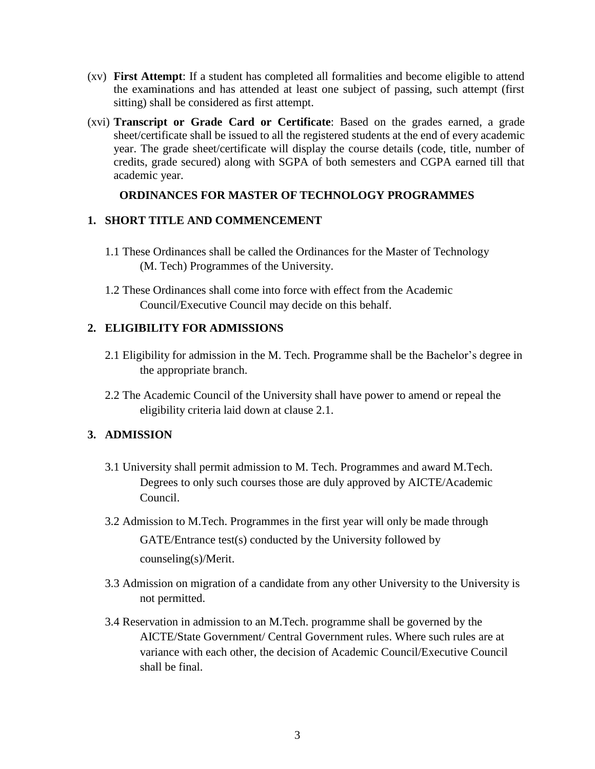(xv) **First Attempt**: If a student has completed all formalities and become eligible to attend the examinations and has attended at least one subject of passing, such attempt (first sitting) shall be considered as first attempt.

(xvi) **Transcript or Grade Card or Certificate**: Based on the grades earned, a grade sheet/certificate shall be issued to all the registered students at the end of every academic year. The grade sheet/certificate will display the course details (code, title, number of credits, grade secured) along with SGPA of both semesters and CGPA earned till that academic year.

## ORDINANCES FOR MASTER OF TECHNOLOGY PROGRAMMES

### 1. SHORT TITLE AND COMMENCEMENT

1.1 These Ordinances shall be called the Ordinances for the Master of Technology (M. Tech) Programmes of the University.

1.2 These Ordinances shall come into force with effect from the Academic Council/Executive Council may decide on this behalf.

### 2. ELIGIBILITY FOR ADMISSIONS

2.1 Eligibility for admission in the M. Tech. Programme shall be the Bachelor's degree in the appropriate branch.

2.2 The Academic Council of the University shall have power to amend or repeal the eligibility criteria laid down at clause 2.1.

### 3. ADMISSION

3.1 University shall permit admission to M. Tech. Programmes and award M.Tech. Degrees to only such courses those are duly approved by AICTE/Academic Council.

3.2 Admission to M.Tech. Programmes in the first year will only be made through GATE/Entrance test(s) conducted by the University followed by counseling(s)/Merit.

3.3 Admission on migration of a candidate from any other University to the University is not permitted.

3.4 Reservation in admission to an M.Tech. programme shall be governed by the AICTE/State Government/ Central Government rules. Where such rules are at variance with each other, the decision of Academic Council/Executive Council shall be final.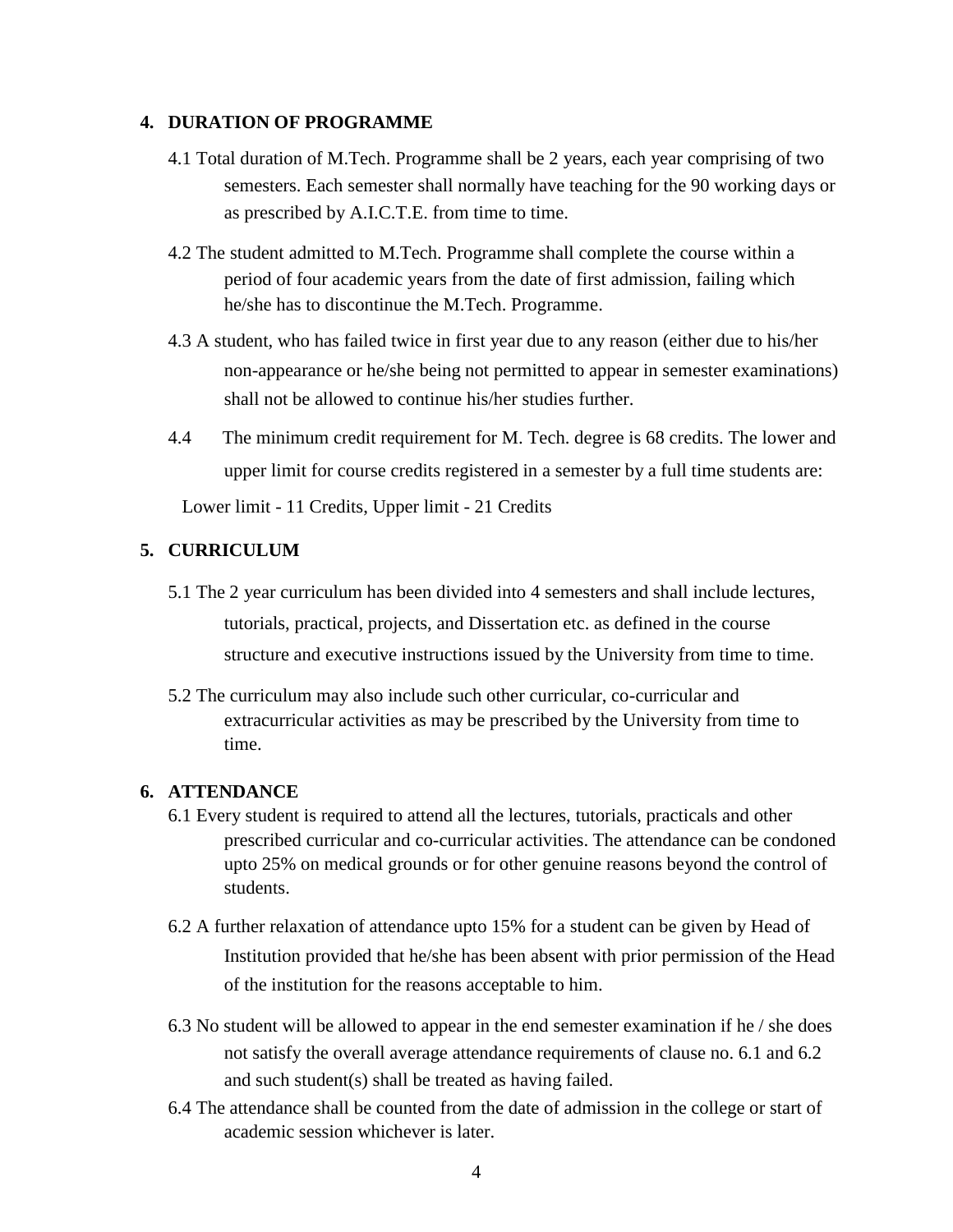## 4. DURATION OF PROGRAMME

4.1 Total duration of M.Tech. Programme shall be 2 years, each year comprising of two semesters. Each semester shall normally have teaching for the 90 working days or as prescribed by A.I.C.T.E. from time to time.

4.2 The student admitted to M.Tech. Programme shall complete the course within a period of four academic years from the date of first admission, failing which he/she has to discontinue the M.Tech. Programme.

4.3 A student, who has failed twice in first year due to any reason (either due to his/her non-appearance or he/she being not permitted to appear in semester examinations) shall not be allowed to continue his/her studies further.

4.4 The minimum credit requirement for M. Tech. degree is 68 credits. The lower and upper limit for course credits registered in a semester by a full time students are:

Lower limit - 11 Credits, Upper limit - 21 Credits

## 5. CURRICULUM

5.1 The 2 year curriculum has been divided into 4 semesters and shall include lectures, tutorials, practical, projects, and Dissertation etc. as defined in the course structure and executive instructions issued by the University from time to time.

5.2 The curriculum may also include such other curricular, co-curricular and extracurricular activities as may be prescribed by the University from time to time.

## 6. ATTENDANCE

6.1 Every student is required to attend all the lectures, tutorials, practicals and other prescribed curricular and co-curricular activities. The attendance can be condoned upto 25% on medical grounds or for other genuine reasons beyond the control of students.

6.2 A further relaxation of attendance upto 15% for a student can be given by Head of Institution provided that he/she has been absent with prior permission of the Head of the institution for the reasons acceptable to him.

6.3 No student will be allowed to appear in the end semester examination if he / she does not satisfy the overall average attendance requirements of clause no. 6.1 and 6.2 and such student(s) shall be treated as having failed.

6.4 The attendance shall be counted from the date of admission in the college or start of academic session whichever is later.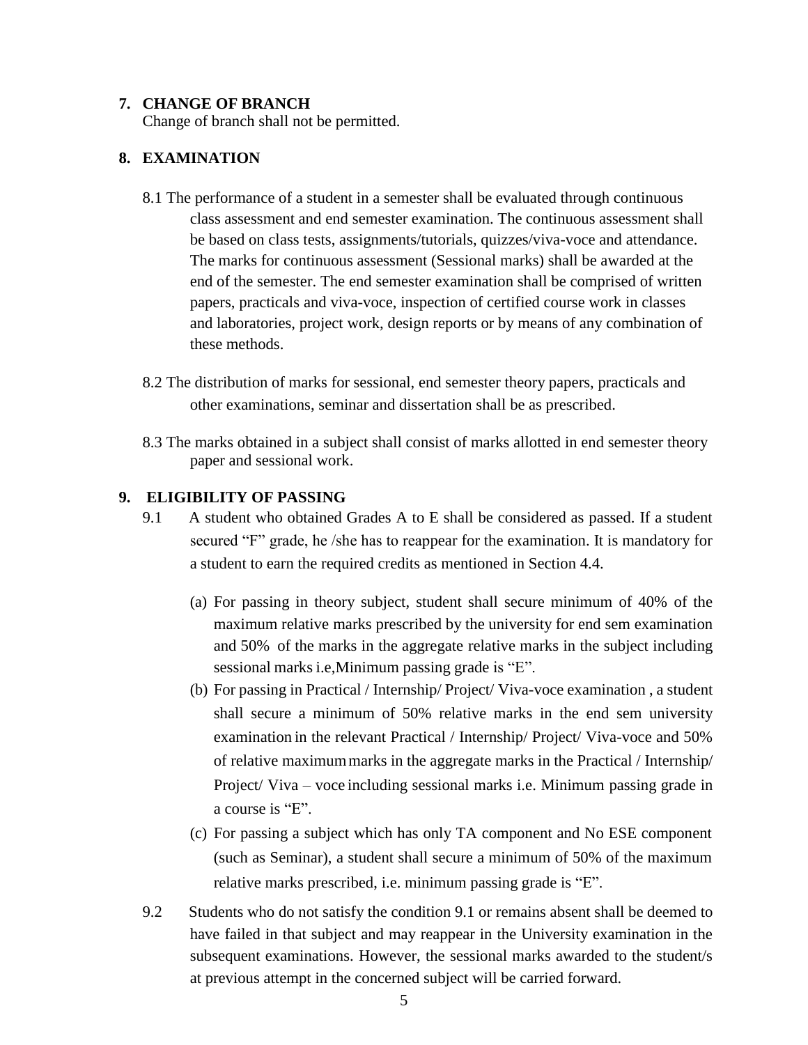## 7. CHANGE OF BRANCH

Change of branch shall not be permitted.

## 8. EXAMINATION

8.1 The performance of a student in a semester shall be evaluated through continuous class assessment and end semester examination. The continuous assessment shall be based on class tests, assignments/tutorials, quizzes/viva-voce and attendance. The marks for continuous assessment (Sessional marks) shall be awarded at the end of the semester. The end semester examination shall be comprised of written papers, practicals and viva-voce, inspection of certified course work in classes and laboratories, project work, design reports or by means of any combination of these methods.

8.2 The distribution of marks for sessional, end semester theory papers, practicals and other examinations, seminar and dissertation shall be as prescribed.

8.3 The marks obtained in a subject shall consist of marks allotted in end semester theory paper and sessional work.

## 9. ELIGIBILITY OF PASSING

9.1 A student who obtained Grades A to E shall be considered as passed. If a student secured "F" grade, he /she has to reappear for the examination. It is mandatory for a student to earn the required credits as mentioned in Section 4.4.

(a) For passing in theory subject, student shall secure minimum of 40% of the maximum relative marks prescribed by the university for end sem examination and 50% of the marks in the aggregate relative marks in the subject including sessional marks i.e,Minimum passing grade is "E".

(b) For passing in Practical / Internship/ Project/ Viva-voce examination , a student shall secure a minimum of 50% relative marks in the end sem university examination in the relevant Practical / Internship/ Project/ Viva-voce and 50% of relative maximum marks in the aggregate marks in the Practical / Internship/ Project/ Viva – voce including sessional marks i.e. Minimum passing grade in a course is "E".

(c) For passing a subject which has only TA component and No ESE component (such as Seminar), a student shall secure a minimum of 50% of the maximum relative marks prescribed, i.e. minimum passing grade is "E".

9.2 Students who do not satisfy the condition 9.1 or remains absent shall be deemed to have failed in that subject and may reappear in the University examination in the subsequent examinations. However, the sessional marks awarded to the student/s at previous attempt in the concerned subject will be carried forward.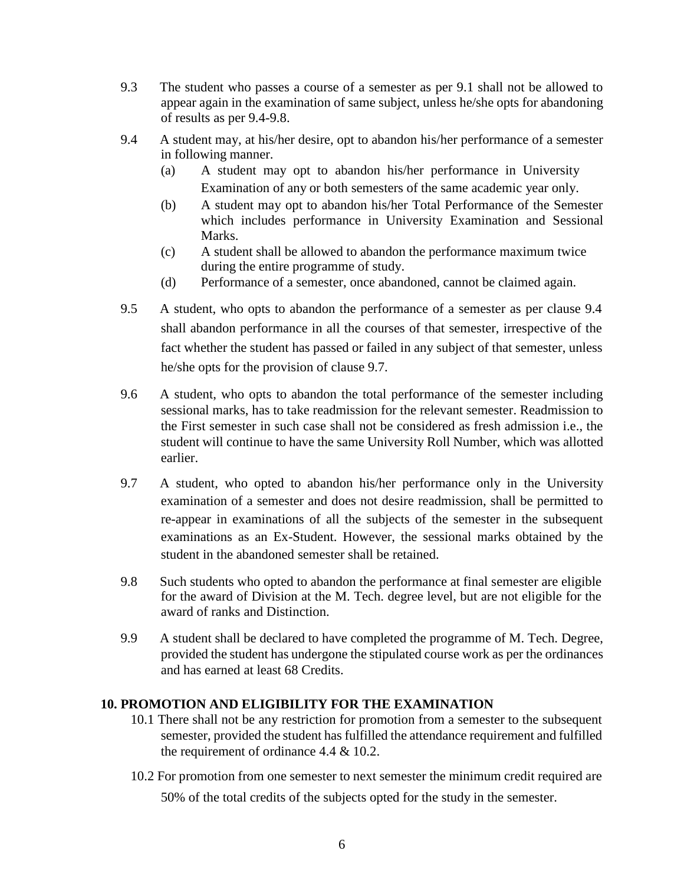9.3 The student who passes a course of a semester as per 9.1 shall not be allowed to appear again in the examination of same subject, unless he/she opts for abandoning of results as per 9.4-9.8.

9.4 A student may, at his/her desire, opt to abandon his/her performance of a semester in following manner.

- (a) A student may opt to abandon his/her performance in University Examination of any or both semesters of the same academic year only.
- (b) A student may opt to abandon his/her Total Performance of the Semester which includes performance in University Examination and Sessional Marks.
- (c) A student shall be allowed to abandon the performance maximum twice during the entire programme of study.
- (d) Performance of a semester, once abandoned, cannot be claimed again.

9.5 A student, who opts to abandon the performance of a semester as per clause 9.4 shall abandon performance in all the courses of that semester, irrespective of the fact whether the student has passed or failed in any subject of that semester, unless he/she opts for the provision of clause 9.7.

9.6 A student, who opts to abandon the total performance of the semester including sessional marks, has to take readmission for the relevant semester. Readmission to the First semester in such case shall not be considered as fresh admission i.e., the student will continue to have the same University Roll Number, which was allotted earlier.

9.7 A student, who opted to abandon his/her performance only in the University examination of a semester and does not desire readmission, shall be permitted to re-appear in examinations of all the subjects of the semester in the subsequent examinations as an Ex-Student. However, the sessional marks obtained by the student in the abandoned semester shall be retained.

9.8 Such students who opted to abandon the performance at final semester are eligible for the award of Division at the M. Tech. degree level, but are not eligible for the award of ranks and Distinction.

9.9 A student shall be declared to have completed the programme of M. Tech. Degree, provided the student has undergone the stipulated course work as per the ordinances and has earned at least 68 Credits.

## 10. PROMOTION AND ELIGIBILITY FOR THE EXAMINATION

10.1 There shall not be any restriction for promotion from a semester to the subsequent semester, provided the student has fulfilled the attendance requirement and fulfilled the requirement of ordinance 4.4 & 10.2.

10.2 For promotion from one semester to next semester the minimum credit required are 50% of the total credits of the subjects opted for the study in the semester.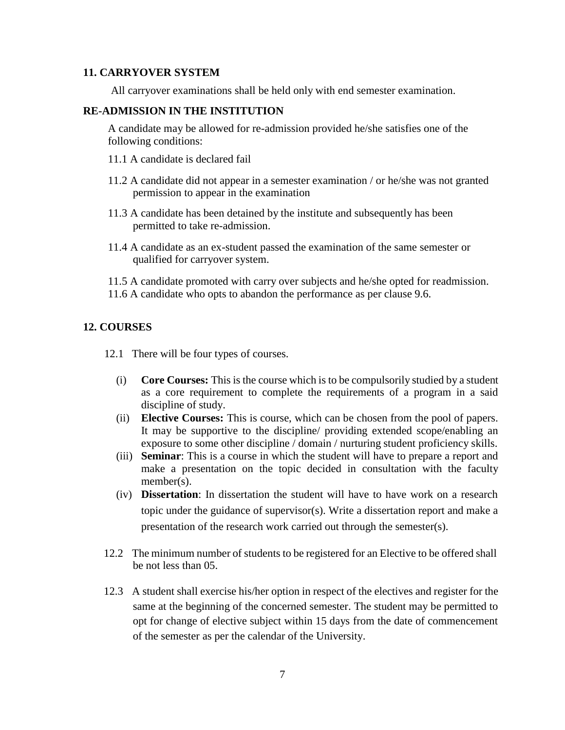## 11. CARRYOVER SYSTEM

All carryover examinations shall be held only with end semester examination.

## RE-ADMISSION IN THE INSTITUTION

A candidate may be allowed for re-admission provided he/she satisfies one of the following conditions:

11.1 A candidate is declared fail

11.2 A candidate did not appear in a semester examination / or he/she was not granted permission to appear in the examination

11.3 A candidate has been detained by the institute and subsequently has been permitted to take re-admission.

11.4 A candidate as an ex-student passed the examination of the same semester or qualified for carryover system.

11.5 A candidate promoted with carry over subjects and he/she opted for readmission.

11.6 A candidate who opts to abandon the performance as per clause 9.6.

## 12. COURSES

12.1 There will be four types of courses.

(i) **Core Courses:** This is the course which is to be compulsorily studied by a student as a core requirement to complete the requirements of a program in a said discipline of study.

(ii) **Elective Courses:** This is course, which can be chosen from the pool of papers. It may be supportive to the discipline/ providing extended scope/enabling an exposure to some other discipline / domain / nurturing student proficiency skills.

(iii) **Seminar**: This is a course in which the student will have to prepare a report and make a presentation on the topic decided in consultation with the faculty member(s).

(iv) **Dissertation**: In dissertation the student will have to have work on a research topic under the guidance of supervisor(s). Write a dissertation report and make a presentation of the research work carried out through the semester(s).

12.2 The minimum number of students to be registered for an Elective to be offered shall be not less than 05.

12.3 A student shall exercise his/her option in respect of the electives and register for the same at the beginning of the concerned semester. The student may be permitted to opt for change of elective subject within 15 days from the date of commencement of the semester as per the calendar of the University.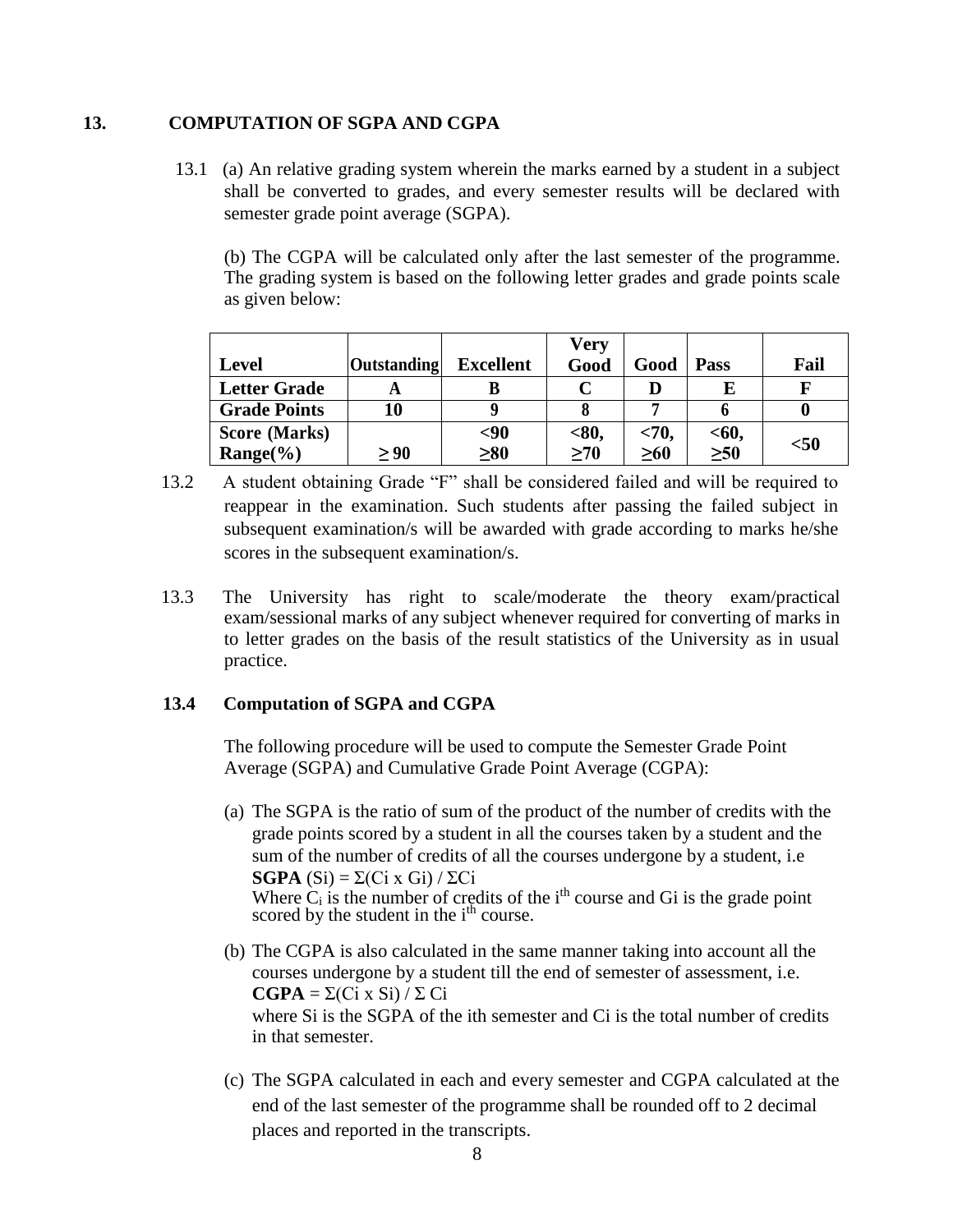## 13. COMPUTATION OF SGPA AND CGPA

13.1 (a) An relative grading system wherein the marks earned by a student in a subject shall be converted to grades, and every semester results will be declared with semester grade point average (SGPA).

(b) The CGPA will be calculated only after the last semester of the programme. The grading system is based on the following letter grades and grade points scale as given below:

| **Level** | **Outstanding** | **Excellent** | **Very Good** | **Good** | **Pass** | **Fail** |
|---|---|---|---|---|---|---|
| **Letter Grade** | **A** | **B** | **C** | **D** | **E** | **F** |
| **Grade Points** | **10** | **9** | **8** | **7** | **6** | **0** |
| **Score (Marks) Range(%)** | **≥ 90** | **<90 ≥80** | **<80, ≥70** | **<70, ≥60** | **<60, ≥50** | **<50** |

13.2 A student obtaining Grade "F" shall be considered failed and will be required to reappear in the examination. Such students after passing the failed subject in subsequent examination/s will be awarded with grade according to marks he/she scores in the subsequent examination/s.

13.3 The University has right to scale/moderate the theory exam/practical exam/sessional marks of any subject whenever required for converting of marks in to letter grades on the basis of the result statistics of the University as in usual practice.

### 13.4 Computation of SGPA and CGPA

The following procedure will be used to compute the Semester Grade Point Average (SGPA) and Cumulative Grade Point Average (CGPA):

(a) The SGPA is the ratio of sum of the product of the number of credits with the grade points scored by a student in all the courses taken by a student and the sum of the number of credits of all the courses undergone by a student, i.e **SGPA** $(S_i) = \Sigma(C_i \times G_i) / \Sigma C_i$
Where $C_i$ is the number of credits of the $i^{th}$ course and $G_i$ is the grade point scored by the student in the $i^{th}$ course.

(b) The CGPA is also calculated in the same manner taking into account all the courses undergone by a student till the end of semester of assessment, i.e. **CGPA** $= \Sigma(C_i \times S_i) / \Sigma C_i$
where $S_i$ is the SGPA of the ith semester and $C_i$ is the total number of credits in that semester.

(c) The SGPA calculated in each and every semester and CGPA calculated at the end of the last semester of the programme shall be rounded off to 2 decimal places and reported in the transcripts.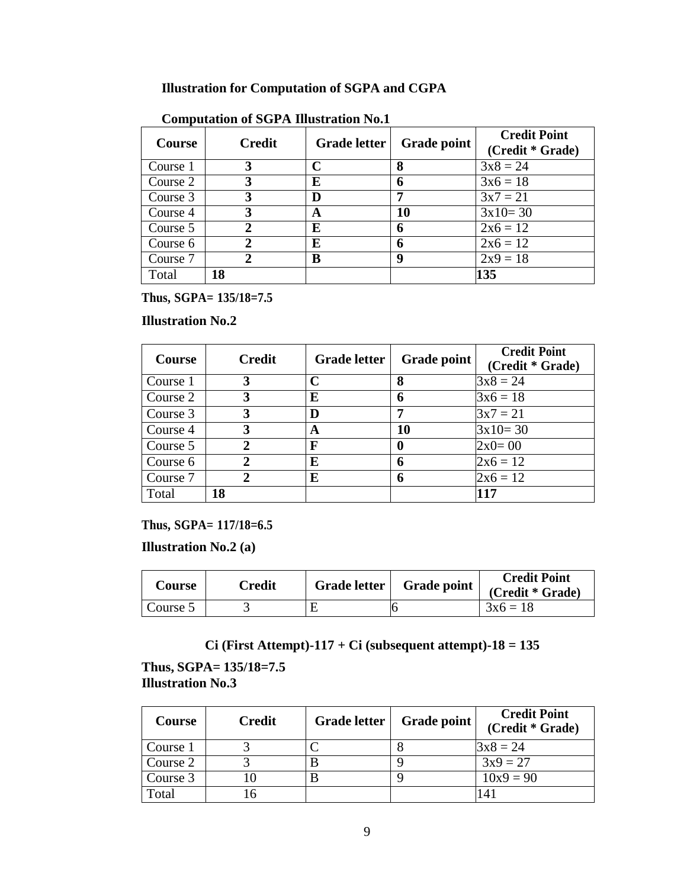## Illustration for Computation of SGPA and CGPA

**Computation of SGPA Illustration No.1**

| Course | Credit | Grade letter | Grade point | Credit Point (Credit * Grade) |
|---|---|---|---|---|
| Course 1 | **3** | **C** | **8** | 3x8 = 24 |
| Course 2 | **3** | **E** | **6** | 3x6 = 18 |
| Course 3 | **3** | **D** | **7** | 3x7 = 21 |
| Course 4 | **3** | **A** | **10** | 3x10= 30 |
| Course 5 | **2** | **E** | **6** | 2x6 = 12 |
| Course 6 | **2** | **E** | **6** | 2x6 = 12 |
| Course 7 | **2** | **B** | **9** | 2x9 = 18 |
| Total | **18** | | | **135** |

**Thus, SGPA= 135/18=7.5**

**Illustration No.2**

| Course | Credit | Grade letter | Grade point | Credit Point (Credit * Grade) |
|---|---|---|---|---|
| Course 1 | **3** | **C** | **8** | 3x8 = 24 |
| Course 2 | **3** | **E** | **6** | 3x6 = 18 |
| Course 3 | **3** | **D** | **7** | 3x7 = 21 |
| Course 4 | **3** | **A** | **10** | 3x10= 30 |
| Course 5 | **2** | **F** | **0** | 2x0= 00 |
| Course 6 | **2** | **E** | **6** | 2x6 = 12 |
| Course 7 | **2** | **E** | **6** | 2x6 = 12 |
| Total | **18** | | | **117** |

**Thus, SGPA= 117/18=6.5**

**Illustration No.2 (a)**

| Course | Credit | Grade letter | Grade point | Credit Point (Credit * Grade) |
|---|---|---|---|---|
| Course 5 | 3 | E | 6 | 3x6 = 18 |

**Ci (First Attempt)-117 + Ci (subsequent attempt)-18 = 135**

**Thus, SGPA= 135/18=7.5**

**Illustration No.3**

| Course | Credit | Grade letter | Grade point | Credit Point (Credit * Grade) |
|---|---|---|---|---|
| Course 1 | 3 | C | 8 | 3x8 = 24 |
| Course 2 | 3 | B | 9 | 3x9 = 27 |
| Course 3 | 10 | B | 9 | 10x9 = 90 |
| Total | 16 | | | 141 |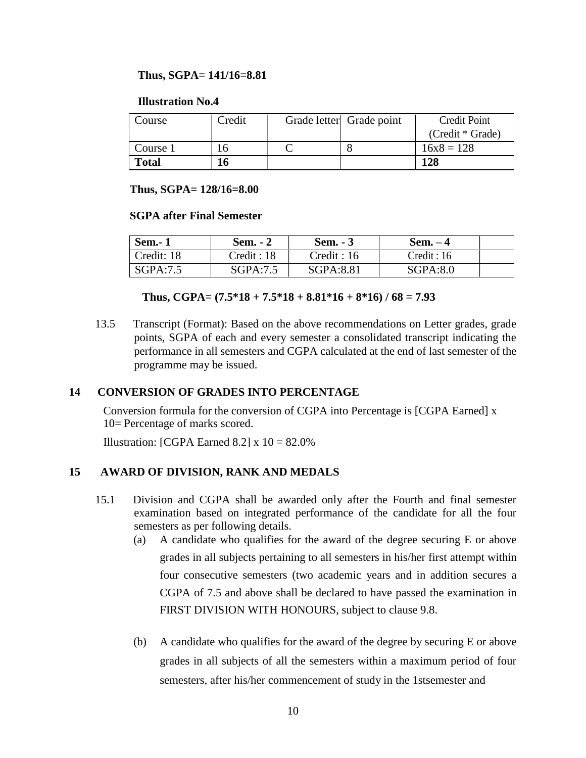**Thus, SGPA= 141/16=8.81**

**Illustration No.4**

| Course | Credit | Grade letter | Grade point | Credit Point (Credit * Grade) |
|---|---|---|---|---|
| Course 1 | 16 | C | 8 | 16x8 = 128 |
| **Total** | **16** | | | **128** |

**Thus, SGPA= 128/16=8.00**

**SGPA after Final Semester**

| **Sem.- 1** | **Sem. - 2** | **Sem. - 3** | **Sem. – 4** | |
|---|---|---|---|---|
| Credit: 18 | Credit : 18 | Credit : 16 | Credit : 16 | |
| SGPA:7.5 | SGPA:7.5 | SGPA:8.81 | SGPA:8.0 | |

**Thus, CGPA= (7.5*18 + 7.5*18 + 8.81*16 + 8*16) / 68 = 7.93**

13.5 Transcript (Format): Based on the above recommendations on Letter grades, grade points, SGPA of each and every semester a consolidated transcript indicating the performance in all semesters and CGPA calculated at the end of last semester of the programme may be issued.

## 14 CONVERSION OF GRADES INTO PERCENTAGE

Conversion formula for the conversion of CGPA into Percentage is [CGPA Earned] x 10= Percentage of marks scored.

Illustration: [CGPA Earned 8.2] x 10 = 82.0%

## 15 AWARD OF DIVISION, RANK AND MEDALS

15.1 Division and CGPA shall be awarded only after the Fourth and final semester examination based on integrated performance of the candidate for all the four semesters as per following details.

(a) A candidate who qualifies for the award of the degree securing E or above grades in all subjects pertaining to all semesters in his/her first attempt within four consecutive semesters (two academic years and in addition secures a CGPA of 7.5 and above shall be declared to have passed the examination in FIRST DIVISION WITH HONOURS, subject to clause 9.8.

(b) A candidate who qualifies for the award of the degree by securing E or above grades in all subjects of all the semesters within a maximum period of four semesters, after his/her commencement of study in the 1stsemester and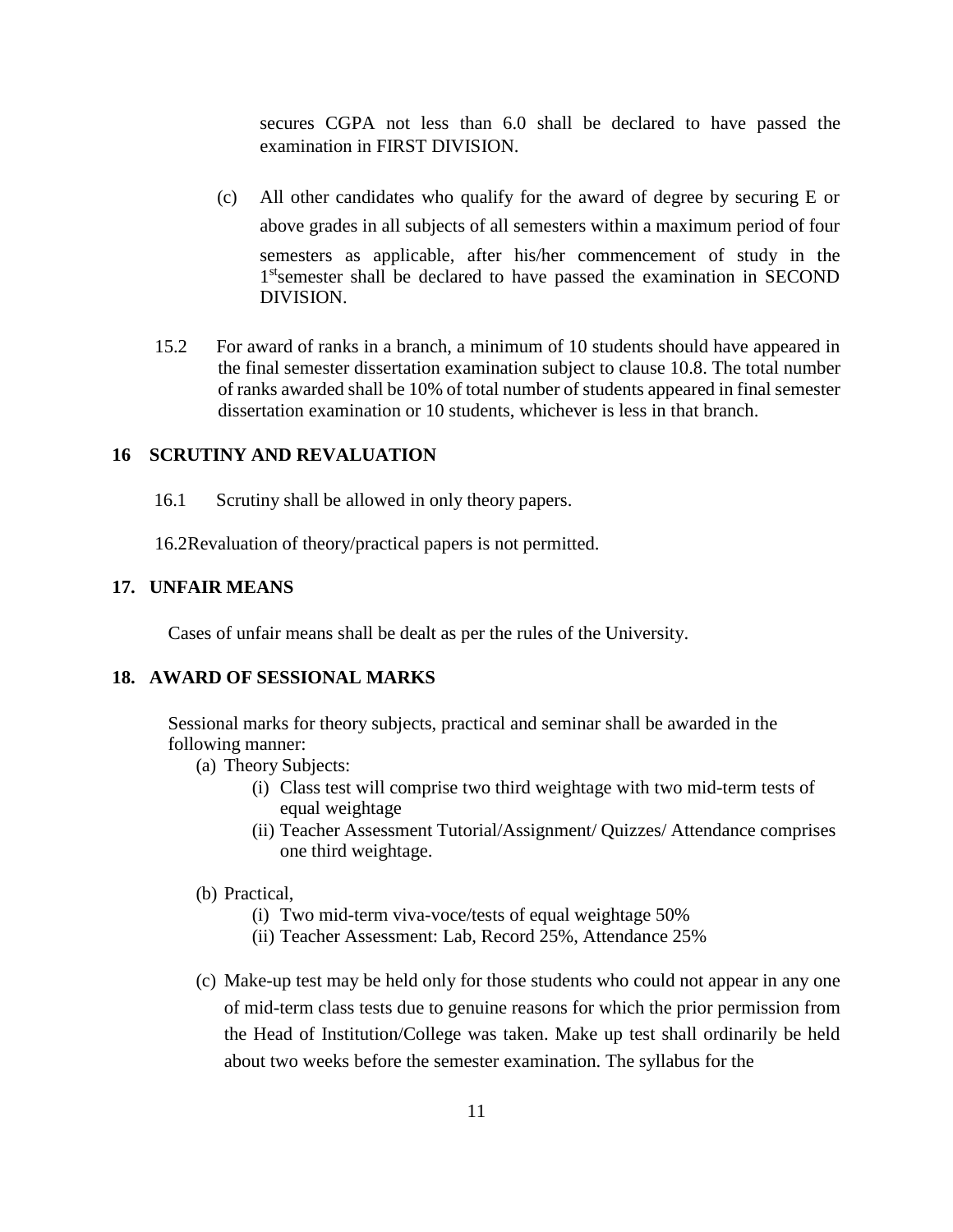secures CGPA not less than 6.0 shall be declared to have passed the examination in FIRST DIVISION.

(c) All other candidates who qualify for the award of degree by securing E or above grades in all subjects of all semesters within a maximum period of four semesters as applicable, after his/her commencement of study in the 1[st]semester shall be declared to have passed the examination in SECOND DIVISION.

15.2 For award of ranks in a branch, a minimum of 10 students should have appeared in the final semester dissertation examination subject to clause 10.8. The total number of ranks awarded shall be 10% of total number of students appeared in final semester dissertation examination or 10 students, whichever is less in that branch.

## 16 SCRUTINY AND REVALUATION

16.1 Scrutiny shall be allowed in only theory papers.

16.2Revaluation of theory/practical papers is not permitted.

## 17. UNFAIR MEANS

Cases of unfair means shall be dealt as per the rules of the University.

## 18. AWARD OF SESSIONAL MARKS

Sessional marks for theory subjects, practical and seminar shall be awarded in the following manner:

(a) Theory Subjects:
   - (i) Class test will comprise two third weightage with two mid-term tests of equal weightage
   - (ii) Teacher Assessment Tutorial/Assignment/ Quizzes/ Attendance comprises one third weightage.

(b) Practical,
   - (i) Two mid-term viva-voce/tests of equal weightage 50%
   - (ii) Teacher Assessment: Lab, Record 25%, Attendance 25%

(c) Make-up test may be held only for those students who could not appear in any one of mid-term class tests due to genuine reasons for which the prior permission from the Head of Institution/College was taken. Make up test shall ordinarily be held about two weeks before the semester examination. The syllabus for the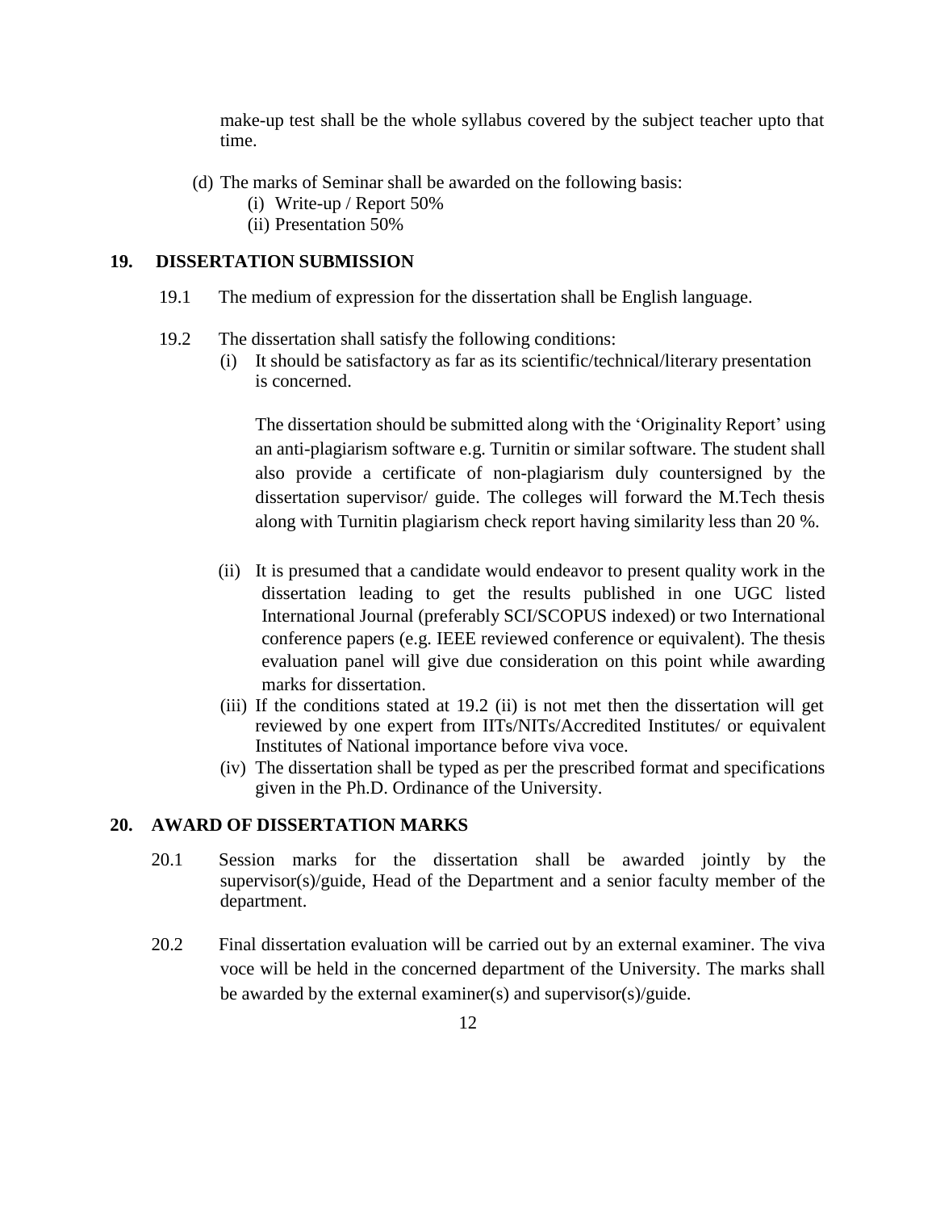make-up test shall be the whole syllabus covered by the subject teacher upto that time.

(d) The marks of Seminar shall be awarded on the following basis:
   (i) Write-up / Report 50%
   (ii) Presentation 50%

## 19. DISSERTATION SUBMISSION

19.1 The medium of expression for the dissertation shall be English language.

19.2 The dissertation shall satisfy the following conditions:

(i) It should be satisfactory as far as its scientific/technical/literary presentation is concerned.

The dissertation should be submitted along with the 'Originality Report' using an anti-plagiarism software e.g. Turnitin or similar software. The student shall also provide a certificate of non-plagiarism duly countersigned by the dissertation supervisor/ guide. The colleges will forward the M.Tech thesis along with Turnitin plagiarism check report having similarity less than 20 %.

(ii) It is presumed that a candidate would endeavor to present quality work in the dissertation leading to get the results published in one UGC listed International Journal (preferably SCI/SCOPUS indexed) or two International conference papers (e.g. IEEE reviewed conference or equivalent). The thesis evaluation panel will give due consideration on this point while awarding marks for dissertation.

(iii) If the conditions stated at 19.2 (ii) is not met then the dissertation will get reviewed by one expert from IITs/NITs/Accredited Institutes/ or equivalent Institutes of National importance before viva voce.

(iv) The dissertation shall be typed as per the prescribed format and specifications given in the Ph.D. Ordinance of the University.

## 20. AWARD OF DISSERTATION MARKS

20.1 Session marks for the dissertation shall be awarded jointly by the supervisor(s)/guide, Head of the Department and a senior faculty member of the department.

20.2 Final dissertation evaluation will be carried out by an external examiner. The viva voce will be held in the concerned department of the University. The marks shall be awarded by the external examiner(s) and supervisor(s)/guide.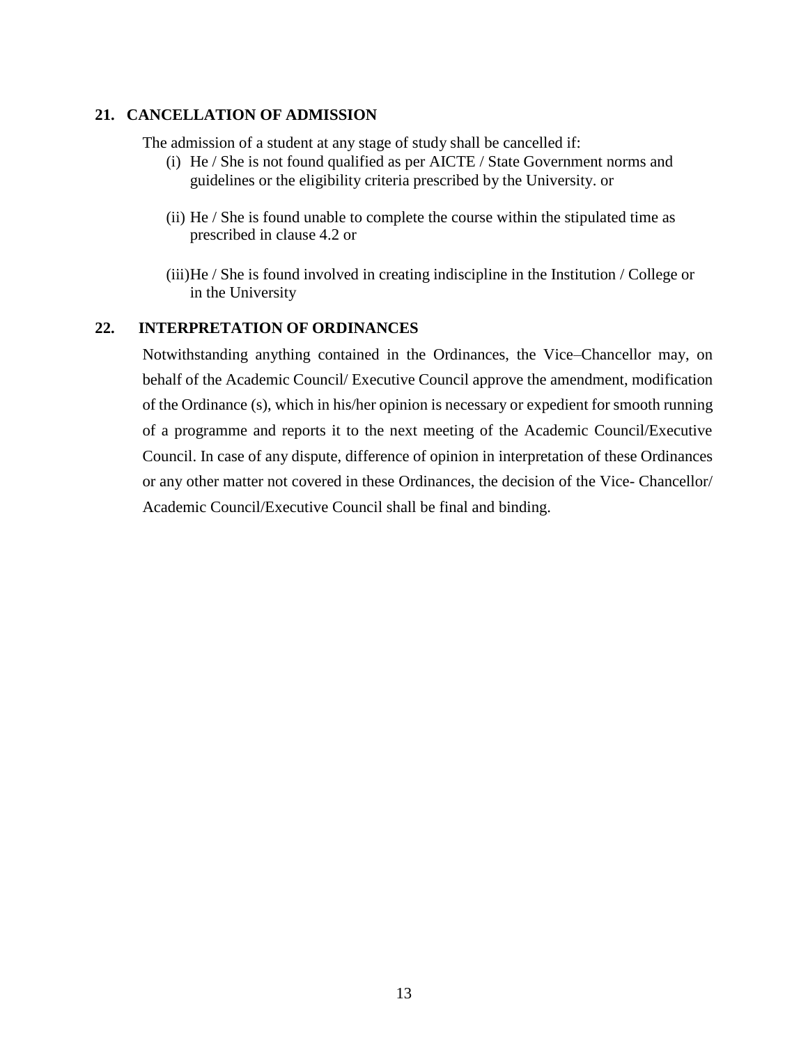## 21. CANCELLATION OF ADMISSION

The admission of a student at any stage of study shall be cancelled if:

(i) He / She is not found qualified as per AICTE / State Government norms and guidelines or the eligibility criteria prescribed by the University. or

(ii) He / She is found unable to complete the course within the stipulated time as prescribed in clause 4.2 or

(iii) He / She is found involved in creating indiscipline in the Institution / College or in the University

## 22. INTERPRETATION OF ORDINANCES

Notwithstanding anything contained in the Ordinances, the Vice–Chancellor may, on behalf of the Academic Council/ Executive Council approve the amendment, modification of the Ordinance (s), which in his/her opinion is necessary or expedient for smooth running of a programme and reports it to the next meeting of the Academic Council/Executive Council. In case of any dispute, difference of opinion in interpretation of these Ordinances or any other matter not covered in these Ordinances, the decision of the Vice- Chancellor/ Academic Council/Executive Council shall be final and binding.